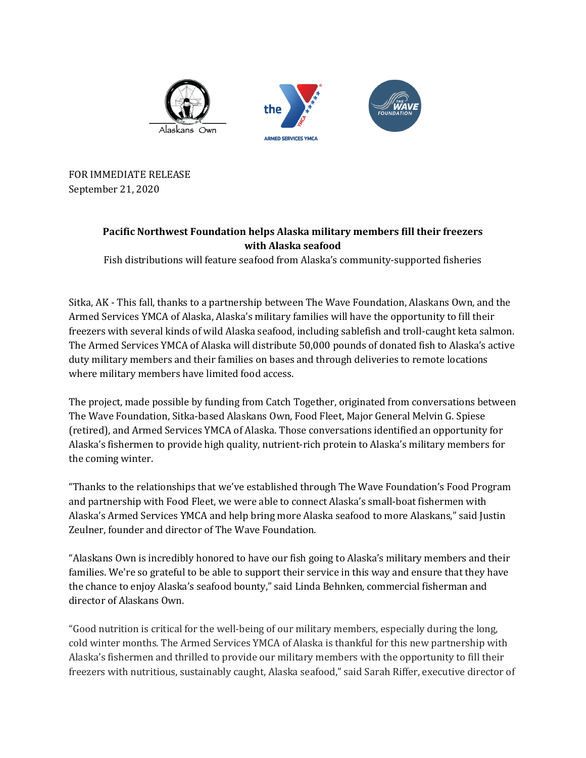FOR IMMEDIATE RELEASE
September 21, 2020

**Pacific Northwest Foundation helps Alaska military members fill their freezers with Alaska seafood**

Fish distributions will feature seafood from Alaska's community-supported fisheries

Sitka, AK - This fall, thanks to a partnership between The Wave Foundation, Alaskans Own, and the Armed Services YMCA of Alaska, Alaska's military families will have the opportunity to fill their freezers with several kinds of wild Alaska seafood, including sablefish and troll-caught keta salmon. The Armed Services YMCA of Alaska will distribute 50,000 pounds of donated fish to Alaska's active duty military members and their families on bases and through deliveries to remote locations where military members have limited food access.

The project, made possible by funding from Catch Together, originated from conversations between The Wave Foundation, Sitka-based Alaskans Own, Food Fleet, Major General Melvin G. Spiese (retired), and Armed Services YMCA of Alaska. Those conversations identified an opportunity for Alaska's fishermen to provide high quality, nutrient-rich protein to Alaska's military members for the coming winter.

"Thanks to the relationships that we've established through The Wave Foundation's Food Program and partnership with Food Fleet, we were able to connect Alaska's small-boat fishermen with Alaska's Armed Services YMCA and help bring more Alaska seafood to more Alaskans," said Justin Zeulner, founder and director of The Wave Foundation.

"Alaskans Own is incredibly honored to have our fish going to Alaska's military members and their families. We're so grateful to be able to support their service in this way and ensure that they have the chance to enjoy Alaska's seafood bounty," said Linda Behnken, commercial fisherman and director of Alaskans Own.

"Good nutrition is critical for the well-being of our military members, especially during the long, cold winter months. The Armed Services YMCA of Alaska is thankful for this new partnership with Alaska's fishermen and thrilled to provide our military members with the opportunity to fill their freezers with nutritious, sustainably caught, Alaska seafood," said Sarah Riffer, executive director of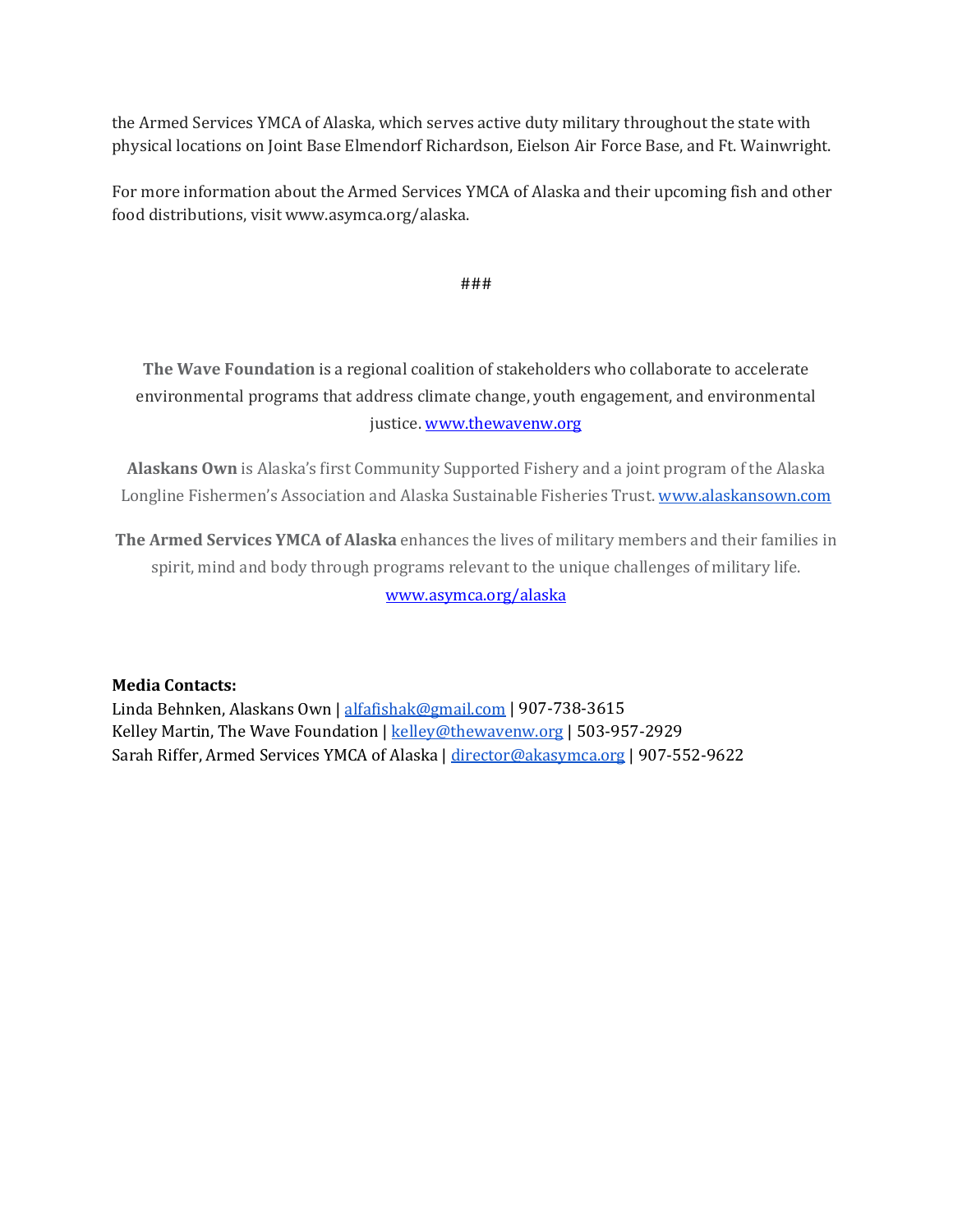the Armed Services YMCA of Alaska, which serves active duty military throughout the state with physical locations on Joint Base Elmendorf Richardson, Eielson Air Force Base, and Ft. Wainwright.

For more information about the Armed Services YMCA of Alaska and their upcoming fish and other food distributions, visit www.asymca.org/alaska.

###

**The Wave Foundation** is a regional coalition of stakeholders who collaborate to accelerate environmental programs that address climate change, youth engagement, and environmental justice. [www.thewavenw.org](www.thewavenw.org)

**Alaskans Own** is Alaska's first Community Supported Fishery and a joint program of the Alaska Longline Fishermen's Association and Alaska Sustainable Fisheries Trust. [www.alaskansown.com](www.alaskansown.com)

**The Armed Services YMCA of Alaska** enhances the lives of military members and their families in spirit, mind and body through programs relevant to the unique challenges of military life. [www.asymca.org/alaska](www.asymca.org/alaska)

**Media Contacts:**
Linda Behnken, Alaskans Own | alfafishak@gmail.com | 907-738-3615
Kelley Martin, The Wave Foundation | kelley@thewavenw.org | 503-957-2929
Sarah Riffer, Armed Services YMCA of Alaska | director@akasymca.org | 907-552-9622